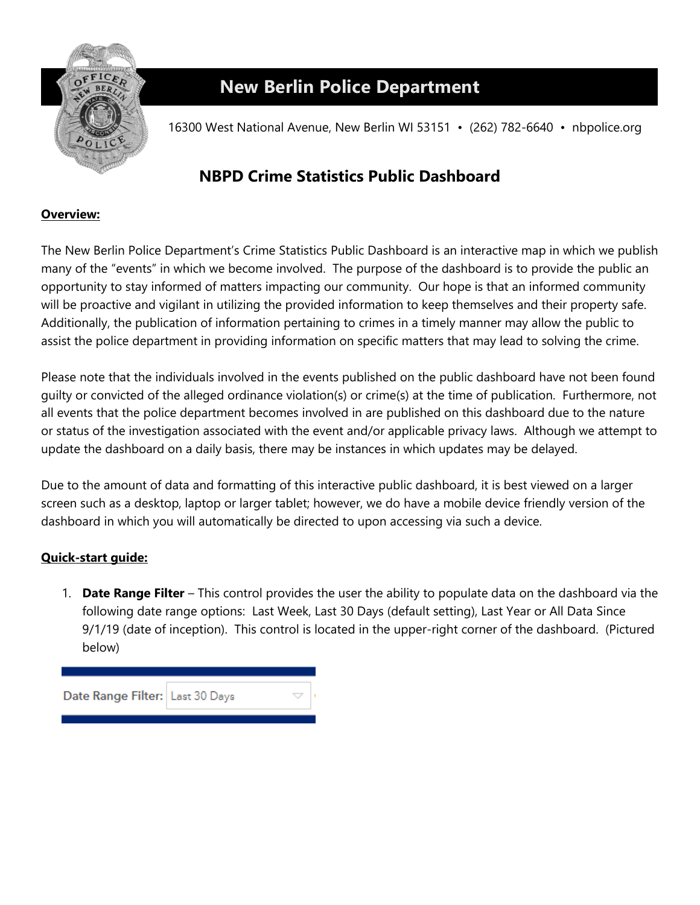# New Berlin Police Department

16300 West National Avenue, New Berlin WI 53151 • (262) 782-6640 • nbpolice.org

## NBPD Crime Statistics Public Dashboard

**Overview:**

The New Berlin Police Department's Crime Statistics Public Dashboard is an interactive map in which we publish many of the "events" in which we become involved. The purpose of the dashboard is to provide the public an opportunity to stay informed of matters impacting our community. Our hope is that an informed community will be proactive and vigilant in utilizing the provided information to keep themselves and their property safe. Additionally, the publication of information pertaining to crimes in a timely manner may allow the public to assist the police department in providing information on specific matters that may lead to solving the crime.

Please note that the individuals involved in the events published on the public dashboard have not been found guilty or convicted of the alleged ordinance violation(s) or crime(s) at the time of publication. Furthermore, not all events that the police department becomes involved in are published on this dashboard due to the nature or status of the investigation associated with the event and/or applicable privacy laws. Although we attempt to update the dashboard on a daily basis, there may be instances in which updates may be delayed.

Due to the amount of data and formatting of this interactive public dashboard, it is best viewed on a larger screen such as a desktop, laptop or larger tablet; however, we do have a mobile device friendly version of the dashboard in which you will automatically be directed to upon accessing via such a device.

**Quick-start guide:**

1. **Date Range Filter** – This control provides the user the ability to populate data on the dashboard via the following date range options: Last Week, Last 30 Days (default setting), Last Year or All Data Since 9/1/19 (date of inception). This control is located in the upper-right corner of the dashboard. (Pictured below)

Date Range Filter: Last 30 Days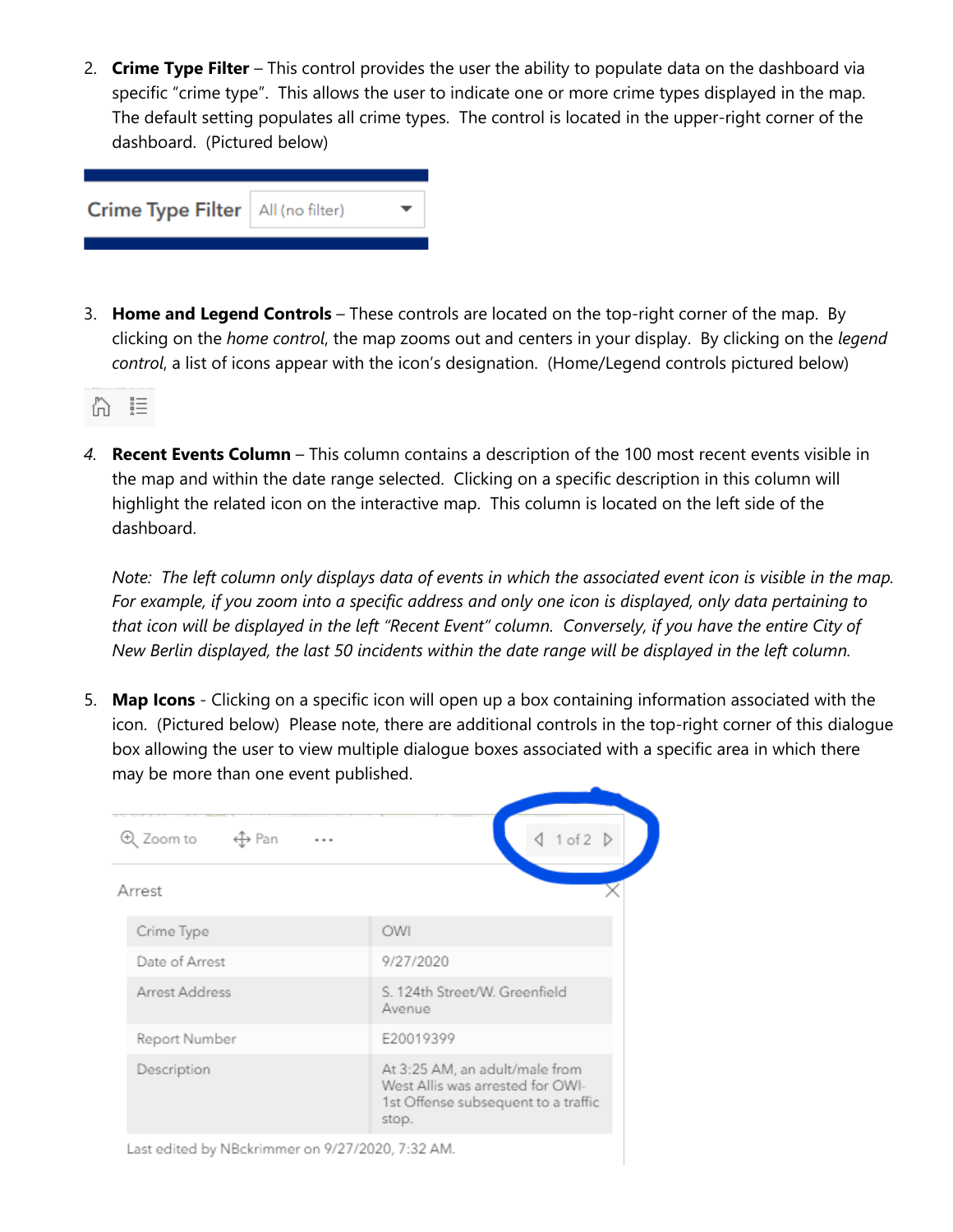2. **Crime Type Filter** – This control provides the user the ability to populate data on the dashboard via specific "crime type". This allows the user to indicate one or more crime types displayed in the map. The default setting populates all crime types. The control is located in the upper-right corner of the dashboard. (Pictured below)

3. **Home and Legend Controls** – These controls are located on the top-right corner of the map. By clicking on the *home control*, the map zooms out and centers in your display. By clicking on the *legend control*, a list of icons appear with the icon's designation. (Home/Legend controls pictured below)

4. **Recent Events Column** – This column contains a description of the 100 most recent events visible in the map and within the date range selected. Clicking on a specific description in this column will highlight the related icon on the interactive map. This column is located on the left side of the dashboard.

   *Note: The left column only displays data of events in which the associated event icon is visible in the map. For example, if you zoom into a specific address and only one icon is displayed, only data pertaining to that icon will be displayed in the left "Recent Event" column. Conversely, if you have the entire City of New Berlin displayed, the last 50 incidents within the date range will be displayed in the left column.*

5. **Map Icons** - Clicking on a specific icon will open up a box containing information associated with the icon. (Pictured below) Please note, there are additional controls in the top-right corner of this dialogue box allowing the user to view multiple dialogue boxes associated with a specific area in which there may be more than one event published.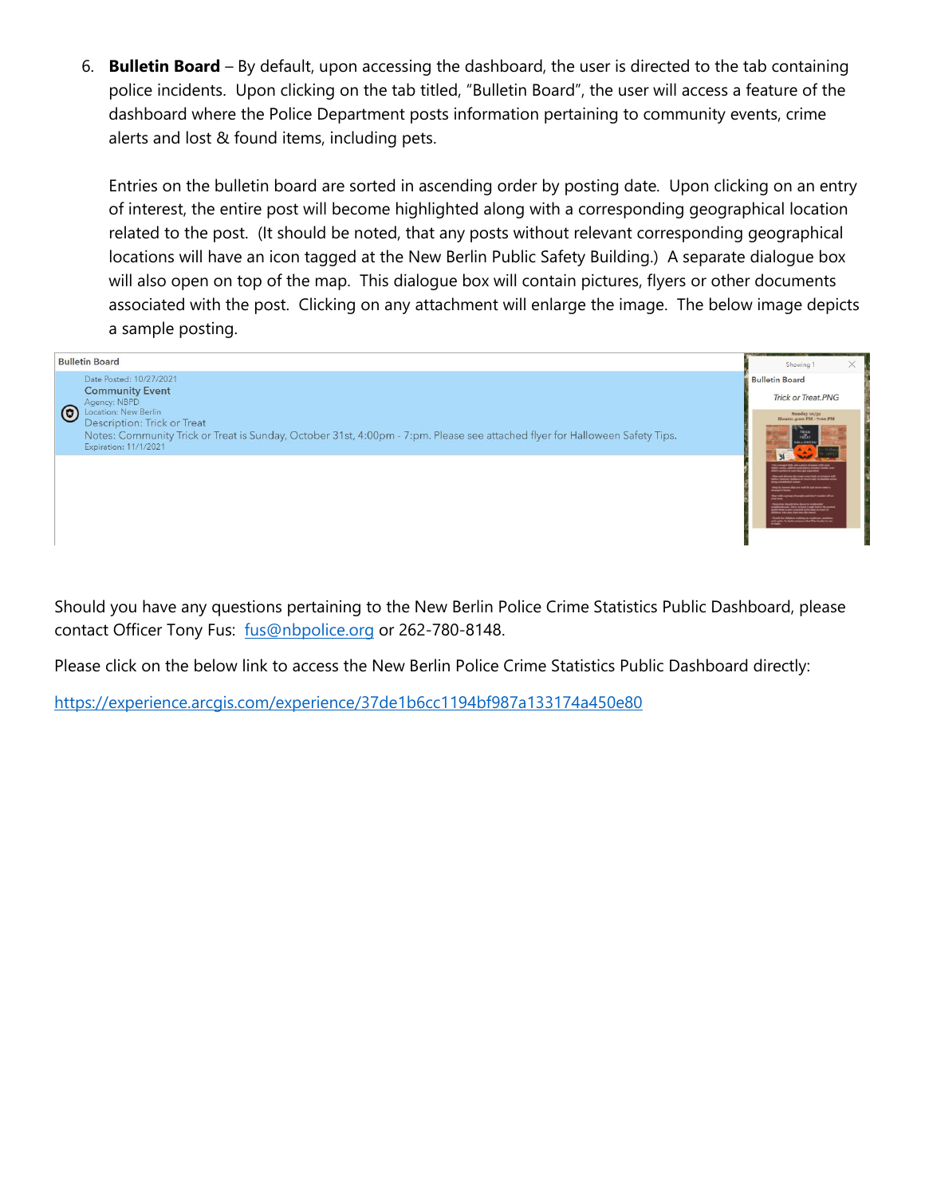6. **Bulletin Board** – By default, upon accessing the dashboard, the user is directed to the tab containing police incidents. Upon clicking on the tab titled, "Bulletin Board", the user will access a feature of the dashboard where the Police Department posts information pertaining to community events, crime alerts and lost & found items, including pets.

   Entries on the bulletin board are sorted in ascending order by posting date. Upon clicking on an entry of interest, the entire post will become highlighted along with a corresponding geographical location related to the post. (It should be noted, that any posts without relevant corresponding geographical locations will have an icon tagged at the New Berlin Public Safety Building.) A separate dialogue box will also open on top of the map. This dialogue box will contain pictures, flyers or other documents associated with the post. Clicking on any attachment will enlarge the image. The below image depicts a sample posting.

Bulletin Board

Date Posted: 10/27/2021
Community Event
Agency: NBPD
Location: New Berlin
Description: Trick or Treat
Notes: Community Trick or Treat is Sunday, October 31st, 4:00pm - 7:pm. Please see attached flyer for Halloween Safety Tips.
Expiration: 11/1/2021

Showing 1
Bulletin Board
Trick or Treat.PNG

Should you have any questions pertaining to the New Berlin Police Crime Statistics Public Dashboard, please contact Officer Tony Fus: fus@nbpolice.org or 262-780-8148.

Please click on the below link to access the New Berlin Police Crime Statistics Public Dashboard directly:

https://experience.arcgis.com/experience/37de1b6cc1194bf987a133174a450e80